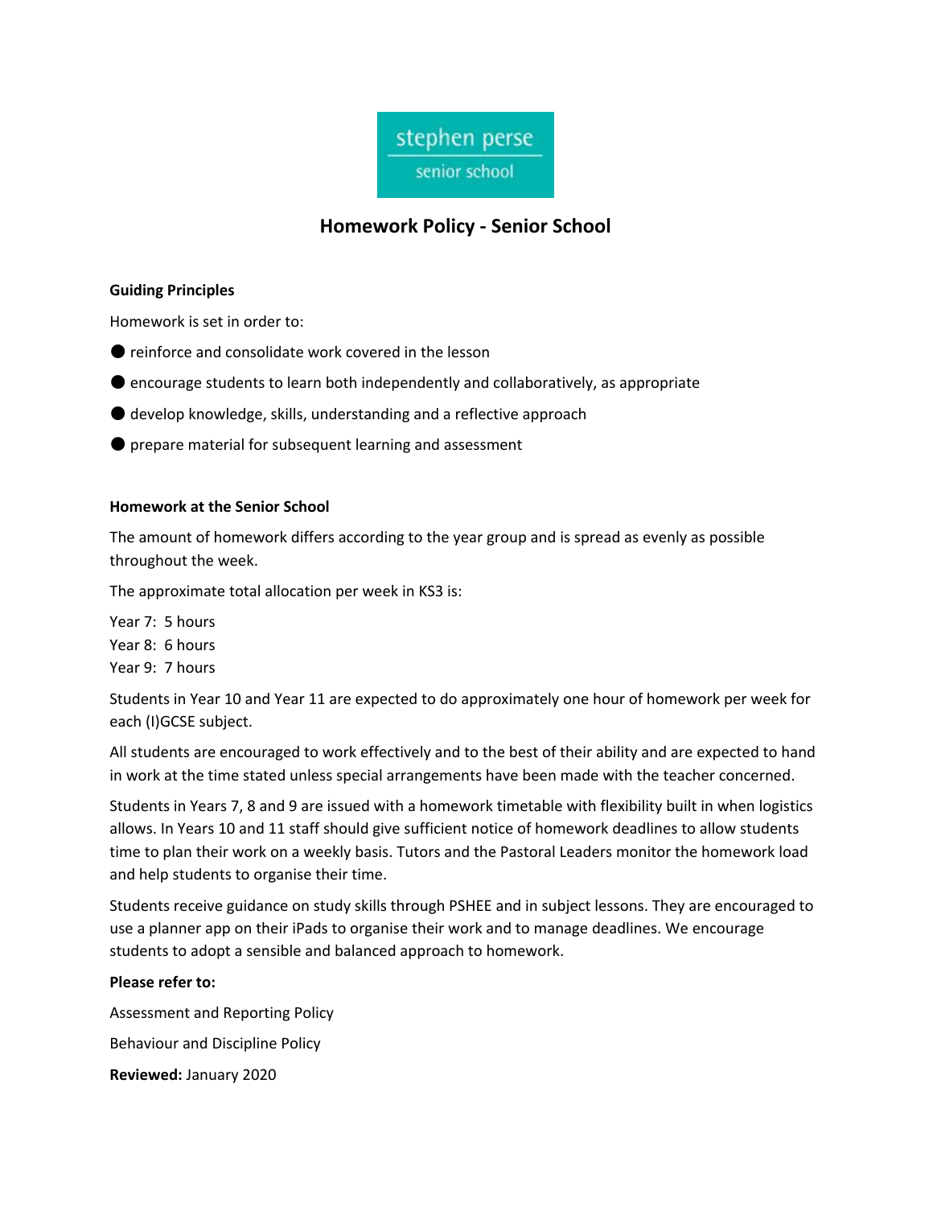stephen perse
senior school

# Homework Policy - Senior School

**Guiding Principles**

Homework is set in order to:

- reinforce and consolidate work covered in the lesson
- encourage students to learn both independently and collaboratively, as appropriate
- develop knowledge, skills, understanding and a reflective approach
- prepare material for subsequent learning and assessment

**Homework at the Senior School**

The amount of homework differs according to the year group and is spread as evenly as possible throughout the week.

The approximate total allocation per week in KS3 is:

Year 7: 5 hours
Year 8: 6 hours
Year 9: 7 hours

Students in Year 10 and Year 11 are expected to do approximately one hour of homework per week for each (I)GCSE subject.

All students are encouraged to work effectively and to the best of their ability and are expected to hand in work at the time stated unless special arrangements have been made with the teacher concerned.

Students in Years 7, 8 and 9 are issued with a homework timetable with flexibility built in when logistics allows. In Years 10 and 11 staff should give sufficient notice of homework deadlines to allow students time to plan their work on a weekly basis. Tutors and the Pastoral Leaders monitor the homework load and help students to organise their time.

Students receive guidance on study skills through PSHEE and in subject lessons. They are encouraged to use a planner app on their iPads to organise their work and to manage deadlines. We encourage students to adopt a sensible and balanced approach to homework.

**Please refer to:**

Assessment and Reporting Policy

Behaviour and Discipline Policy

**Reviewed:** January 2020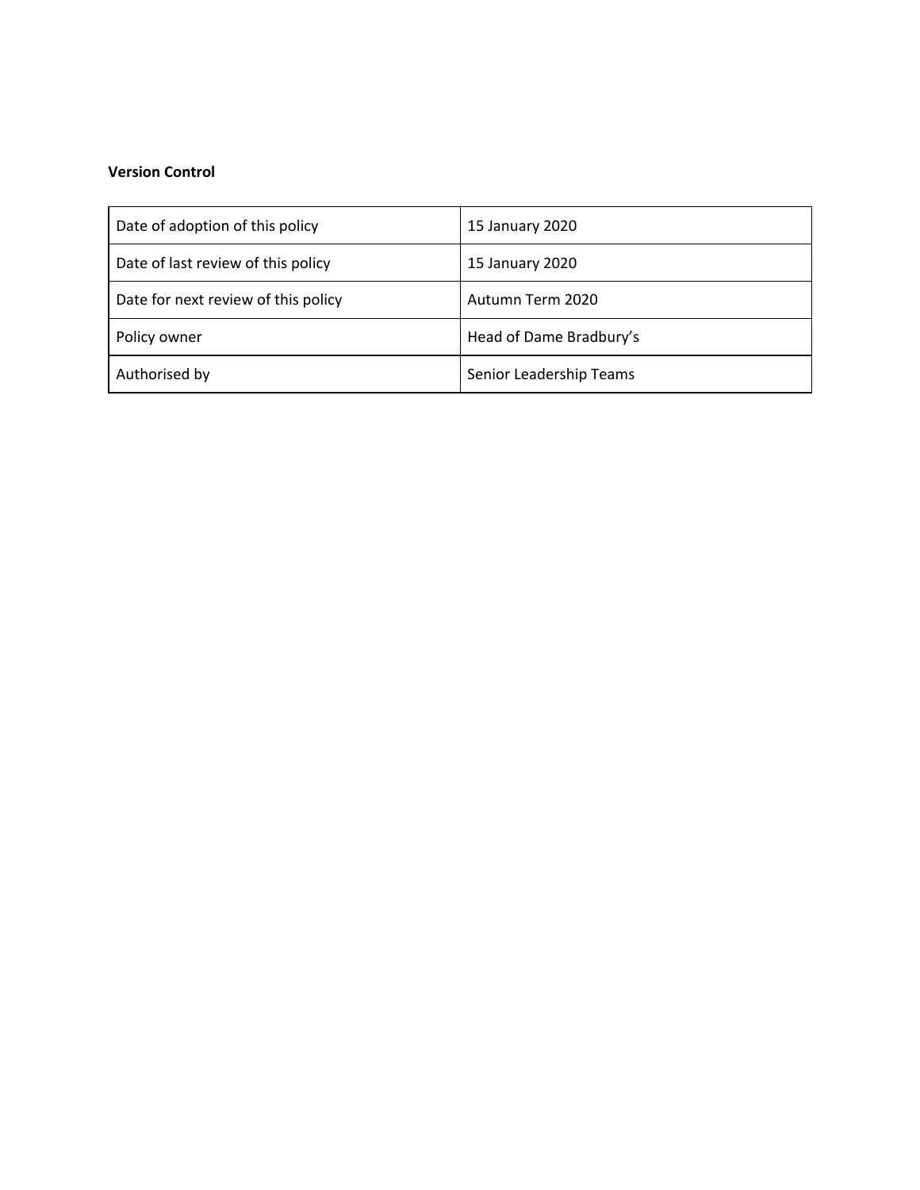**Version Control**

| | |
|---|---|
| Date of adoption of this policy | 15 January 2020 |
| Date of last review of this policy | 15 January 2020 |
| Date for next review of this policy | Autumn Term 2020 |
| Policy owner | Head of Dame Bradbury's |
| Authorised by | Senior Leadership Teams |